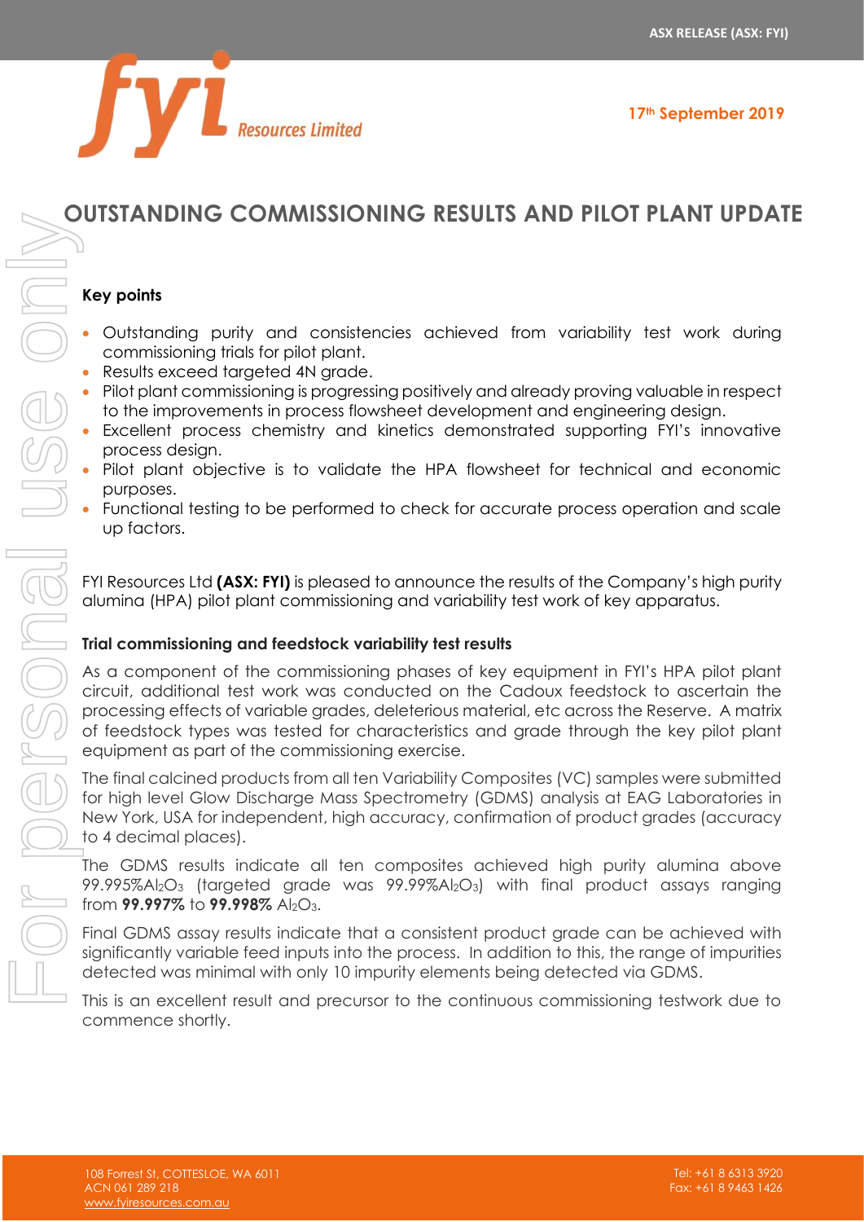# OUTSTANDING COMMISSIONING RESULTS AND PILOT PLANT UPDATE

17th September 2019

## Key points

- Outstanding purity and consistencies achieved from variability test work during commissioning trials for pilot plant.
- Results exceed targeted 4N grade.
- Pilot plant commissioning is progressing positively and already proving valuable in respect to the improvements in process flowsheet development and engineering design.
- Excellent process chemistry and kinetics demonstrated supporting FYI's innovative process design.
- Pilot plant objective is to validate the HPA flowsheet for technical and economic purposes.
- Functional testing to be performed to check for accurate process operation and scale up factors.

FYI Resources Ltd **(ASX: FYI)** is pleased to announce the results of the Company's high purity alumina (HPA) pilot plant commissioning and variability test work of key apparatus.

### Trial commissioning and feedstock variability test results

As a component of the commissioning phases of key equipment in FYI's HPA pilot plant circuit, additional test work was conducted on the Cadoux feedstock to ascertain the processing effects of variable grades, deleterious material, etc across the Reserve. A matrix of feedstock types was tested for characteristics and grade through the key pilot plant equipment as part of the commissioning exercise.

The final calcined products from all ten Variability Composites (VC) samples were submitted for high level Glow Discharge Mass Spectrometry (GDMS) analysis at EAG Laboratories in New York, USA for independent, high accuracy, confirmation of product grades (accuracy to 4 decimal places).

The GDMS results indicate all ten composites achieved high purity alumina above 99.995%$Al_2O_3$ (targeted grade was 99.99%$Al_2O_3$) with final product assays ranging from **99.997%** to **99.998%** $Al_2O_3$.

Final GDMS assay results indicate that a consistent product grade can be achieved with significantly variable feed inputs into the process. In addition to this, the range of impurities detected was minimal with only 10 impurity elements being detected via GDMS.

This is an excellent result and precursor to the continuous commissioning testwork due to commence shortly.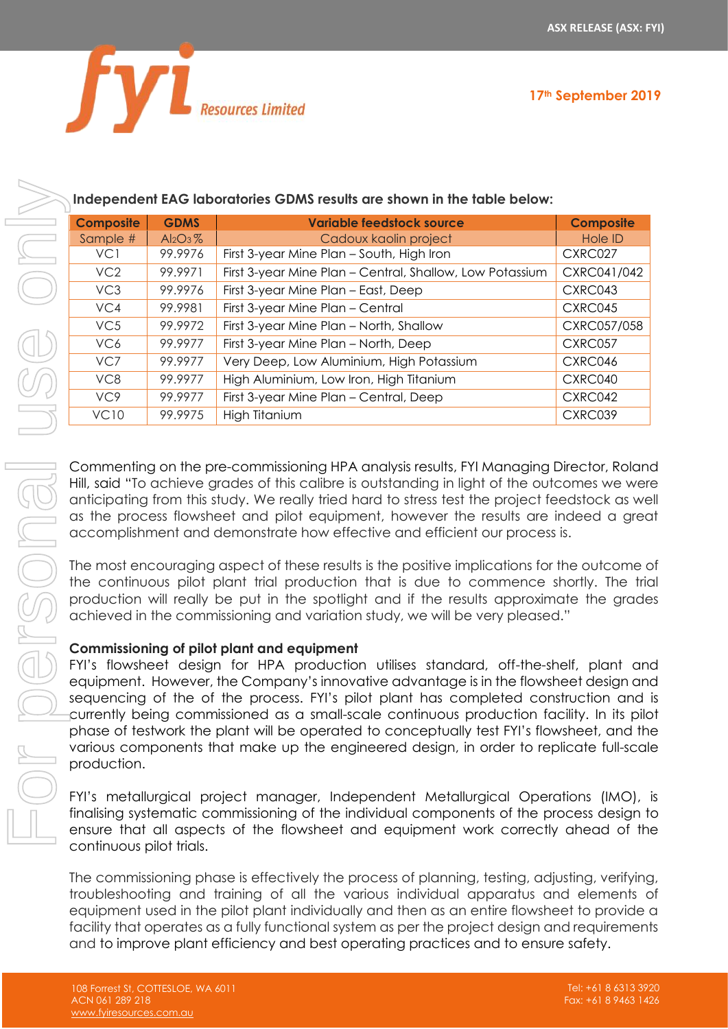**Independent EAG laboratories GDMS results are shown in the table below:**

| Composite | GDMS | Variable feedstock source | Composite |
|---|---|---|---|
| Sample # | $Al_2O_3$ % | Cadoux kaolin project | Hole ID |
| VC1 | 99.9976 | First 3-year Mine Plan – South, High Iron | CXRC027 |
| VC2 | 99.9971 | First 3-year Mine Plan – Central, Shallow, Low Potassium | CXRC041/042 |
| VC3 | 99.9976 | First 3-year Mine Plan – East, Deep | CXRC043 |
| VC4 | 99.9981 | First 3-year Mine Plan – Central | CXRC045 |
| VC5 | 99.9972 | First 3-year Mine Plan – North, Shallow | CXRC057/058 |
| VC6 | 99.9977 | First 3-year Mine Plan – North, Deep | CXRC057 |
| VC7 | 99.9977 | Very Deep, Low Aluminium, High Potassium | CXRC046 |
| VC8 | 99.9977 | High Aluminium, Low Iron, High Titanium | CXRC040 |
| VC9 | 99.9977 | First 3-year Mine Plan – Central, Deep | CXRC042 |
| VC10 | 99.9975 | High Titanium | CXRC039 |

Commenting on the pre-commissioning HPA analysis results, FYI Managing Director, Roland Hill, said "To achieve grades of this calibre is outstanding in light of the outcomes we were anticipating from this study. We really tried hard to stress test the project feedstock as well as the process flowsheet and pilot equipment, however the results are indeed a great accomplishment and demonstrate how effective and efficient our process is.

The most encouraging aspect of these results is the positive implications for the outcome of the continuous pilot plant trial production that is due to commence shortly. The trial production will really be put in the spotlight and if the results approximate the grades achieved in the commissioning and variation study, we will be very pleased."

**Commissioning of pilot plant and equipment**

FYI's flowsheet design for HPA production utilises standard, off-the-shelf, plant and equipment. However, the Company's innovative advantage is in the flowsheet design and sequencing of the of the process. FYI's pilot plant has completed construction and is currently being commissioned as a small-scale continuous production facility. In its pilot phase of testwork the plant will be operated to conceptually test FYI's flowsheet, and the various components that make up the engineered design, in order to replicate full-scale production.

FYI's metallurgical project manager, Independent Metallurgical Operations (IMO), is finalising systematic commissioning of the individual components of the process design to ensure that all aspects of the flowsheet and equipment work correctly ahead of the continuous pilot trials.

The commissioning phase is effectively the process of planning, testing, adjusting, verifying, troubleshooting and training of all the various individual apparatus and elements of equipment used in the pilot plant individually and then as an entire flowsheet to provide a facility that operates as a fully functional system as per the project design and requirements and to improve plant efficiency and best operating practices and to ensure safety.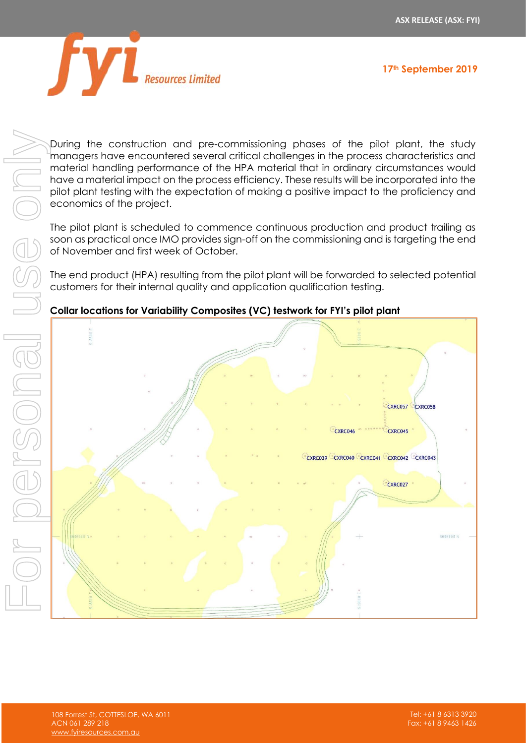During the construction and pre-commissioning phases of the pilot plant, the study managers have encountered several critical challenges in the process characteristics and material handling performance of the HPA material that in ordinary circumstances would have a material impact on the process efficiency. These results will be incorporated into the pilot plant testing with the expectation of making a positive impact to the proficiency and economics of the project.

The pilot plant is scheduled to commence continuous production and product trailing as soon as practical once IMO provides sign-off on the commissioning and is targeting the end of November and first week of October.

The end product (HPA) resulting from the pilot plant will be forwarded to selected potential customers for their internal quality and application qualification testing.

**Collar locations for Variability Composites (VC) testwork for FYI's pilot plant**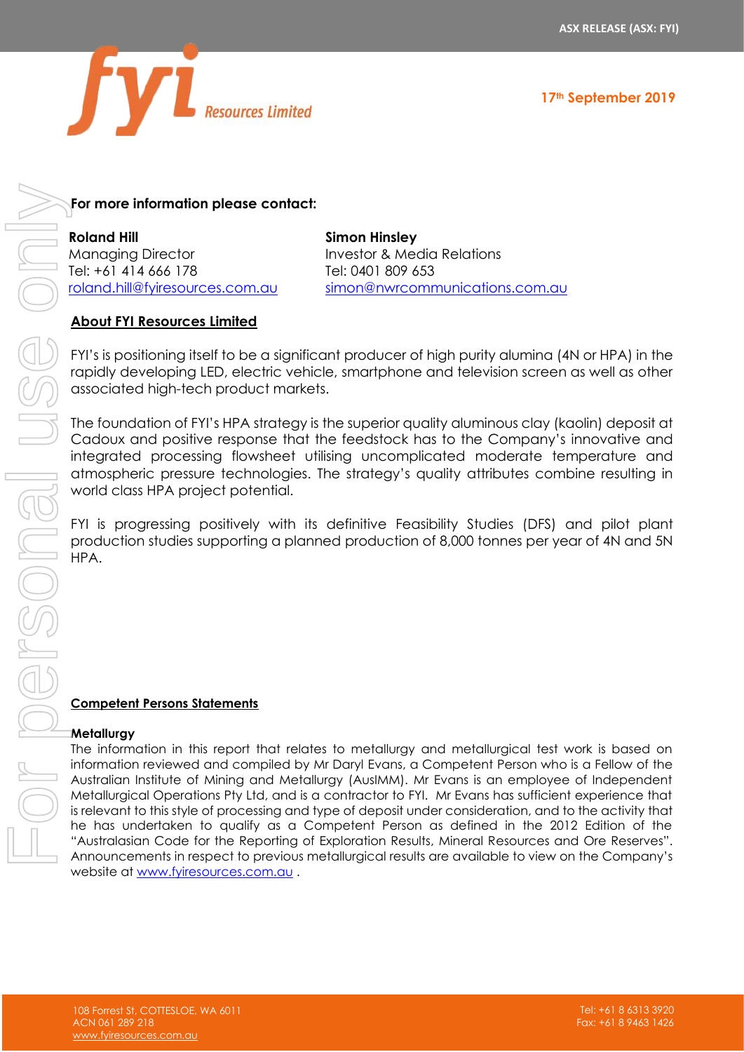**For more information please contact:**

| **Roland Hill** | **Simon Hinsley** |
|---|---|
| Managing Director | Investor & Media Relations |
| Tel: +61 414 666 178 | Tel: 0401 809 653 |
| roland.hill@fyiresources.com.au | simon@nwrcommunications.com.au |

## About FYI Resources Limited

FYI's is positioning itself to be a significant producer of high purity alumina (4N or HPA) in the rapidly developing LED, electric vehicle, smartphone and television screen as well as other associated high-tech product markets.

The foundation of FYI's HPA strategy is the superior quality aluminous clay (kaolin) deposit at Cadoux and positive response that the feedstock has to the Company's innovative and integrated processing flowsheet utilising uncomplicated moderate temperature and atmospheric pressure technologies. The strategy's quality attributes combine resulting in world class HPA project potential.

FYI is progressing positively with its definitive Feasibility Studies (DFS) and pilot plant production studies supporting a planned production of 8,000 tonnes per year of 4N and 5N HPA.

## Competent Persons Statements

### Metallurgy

The information in this report that relates to metallurgy and metallurgical test work is based on information reviewed and compiled by Mr Daryl Evans, a Competent Person who is a Fellow of the Australian Institute of Mining and Metallurgy (AusIMM). Mr Evans is an employee of Independent Metallurgical Operations Pty Ltd, and is a contractor to FYI. Mr Evans has sufficient experience that is relevant to this style of processing and type of deposit under consideration, and to the activity that he has undertaken to qualify as a Competent Person as defined in the 2012 Edition of the "Australasian Code for the Reporting of Exploration Results, Mineral Resources and Ore Reserves". Announcements in respect to previous metallurgical results are available to view on the Company's website at www.fyiresources.com.au .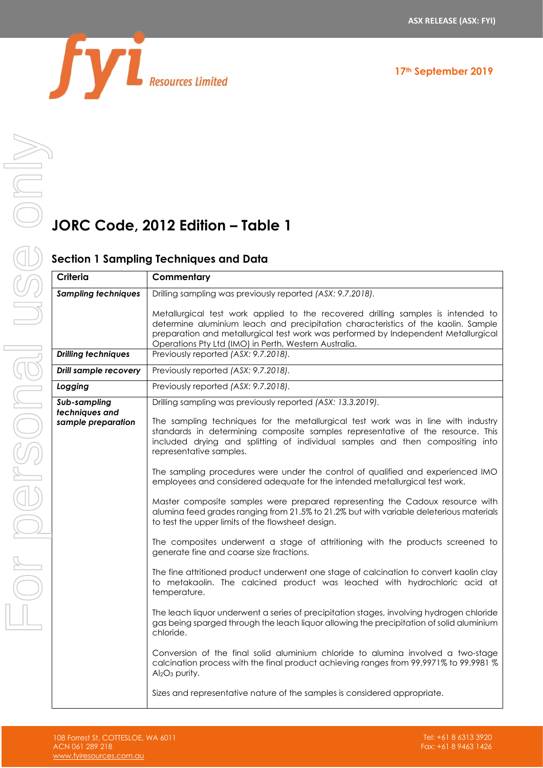# JORC Code, 2012 Edition – Table 1

## Section 1 Sampling Techniques and Data

| Criteria | Commentary |
|---|---|
| ***Sampling techniques*** | Drilling sampling was previously reported *(ASX: 9.7.2018)*.<br><br>Metallurgical test work applied to the recovered drilling samples is intended to determine aluminium leach and precipitation characteristics of the kaolin. Sample preparation and metallurgical test work was performed by Independent Metallurgical Operations Pty Ltd (IMO) in Perth, Western Australia. |
| ***Drilling techniques*** | Previously reported *(ASX: 9.7.2018)*. |
| ***Drill sample recovery*** | Previously reported *(ASX: 9.7.2018)*. |
| ***Logging*** | Previously reported *(ASX: 9.7.2018)*. |
| ***Sub-sampling techniques and sample preparation*** | Drilling sampling was previously reported *(ASX: 13.3.2019)*.<br><br>The sampling techniques for the metallurgical test work was in line with industry standards in determining composite samples representative of the resource. This included drying and splitting of individual samples and then compositing into representative samples.<br><br>The sampling procedures were under the control of qualified and experienced IMO employees and considered adequate for the intended metallurgical test work.<br><br>Master composite samples were prepared representing the Cadoux resource with alumina feed grades ranging from 21.5% to 21.2% but with variable deleterious materials to test the upper limits of the flowsheet design.<br><br>The composites underwent a stage of attritioning with the products screened to generate fine and coarse size fractions.<br><br>The fine attritioned product underwent one stage of calcination to convert kaolin clay to metakaolin. The calcined product was leached with hydrochloric acid at temperature.<br><br>The leach liquor underwent a series of precipitation stages, involving hydrogen chloride gas being sparged through the leach liquor allowing the precipitation of solid aluminium chloride.<br><br>Conversion of the final solid aluminium chloride to alumina involved a two-stage calcination process with the final product achieving ranges from 99.9971% to 99.9981 % $Al_2O_3$ purity.<br><br>Sizes and representative nature of the samples is considered appropriate. |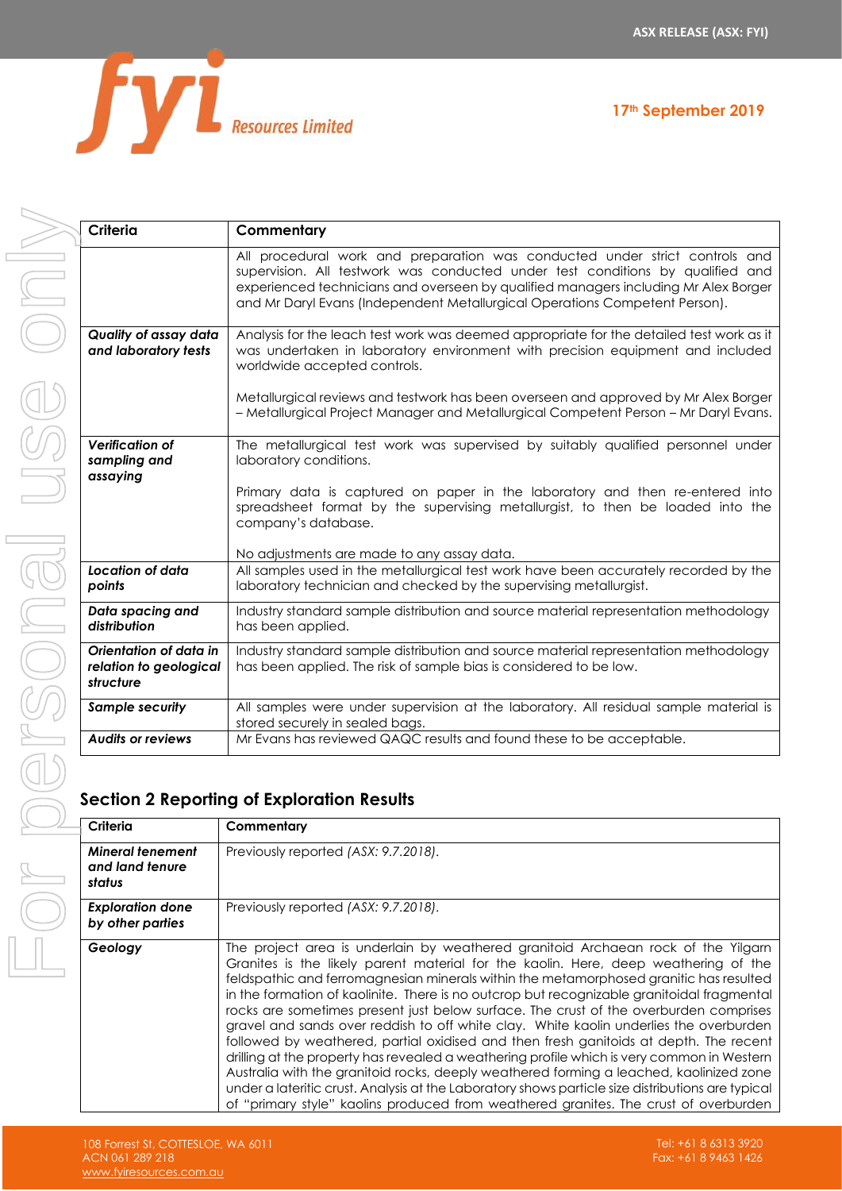| Criteria | Commentary |
|---|---|
| | All procedural work and preparation was conducted under strict controls and supervision. All testwork was conducted under test conditions by qualified and experienced technicians and overseen by qualified managers including Mr Alex Borger and Mr Daryl Evans (Independent Metallurgical Operations Competent Person). |
| ***Quality of assay data and laboratory tests*** | Analysis for the leach test work was deemed appropriate for the detailed test work as it was undertaken in laboratory environment with precision equipment and included worldwide accepted controls.<br><br>Metallurgical reviews and testwork has been overseen and approved by Mr Alex Borger – Metallurgical Project Manager and Metallurgical Competent Person – Mr Daryl Evans. |
| ***Verification of sampling and assaying*** | The metallurgical test work was supervised by suitably qualified personnel under laboratory conditions.<br><br>Primary data is captured on paper in the laboratory and then re-entered into spreadsheet format by the supervising metallurgist, to then be loaded into the company's database.<br><br>No adjustments are made to any assay data. |
| ***Location of data points*** | All samples used in the metallurgical test work have been accurately recorded by the laboratory technician and checked by the supervising metallurgist. |
| ***Data spacing and distribution*** | Industry standard sample distribution and source material representation methodology has been applied. |
| ***Orientation of data in relation to geological structure*** | Industry standard sample distribution and source material representation methodology has been applied. The risk of sample bias is considered to be low. |
| ***Sample security*** | All samples were under supervision at the laboratory. All residual sample material is stored securely in sealed bags. |
| ***Audits or reviews*** | Mr Evans has reviewed QAQC results and found these to be acceptable. |

## Section 2 Reporting of Exploration Results

| Criteria | Commentary |
|---|---|
| ***Mineral tenement and land tenure status*** | Previously reported *(ASX: 9.7.2018).* |
| ***Exploration done by other parties*** | Previously reported *(ASX: 9.7.2018).* |
| ***Geology*** | The project area is underlain by weathered granitoid Archaean rock of the Yilgarn Granites is the likely parent material for the kaolin. Here, deep weathering of the feldspathic and ferromagnesian minerals within the metamorphosed granitic has resulted in the formation of kaolinite. There is no outcrop but recognizable granitoidal fragmental rocks are sometimes present just below surface. The crust of the overburden comprises gravel and sands over reddish to off white clay. White kaolin underlies the overburden followed by weathered, partial oxidised and then fresh ganitoids at depth. The recent drilling at the property has revealed a weathering profile which is very common in Western Australia with the granitoid rocks, deeply weathered forming a leached, kaolinized zone under a lateritic crust. Analysis at the Laboratory shows particle size distributions are typical of "primary style" kaolins produced from weathered granites. The crust of overburden |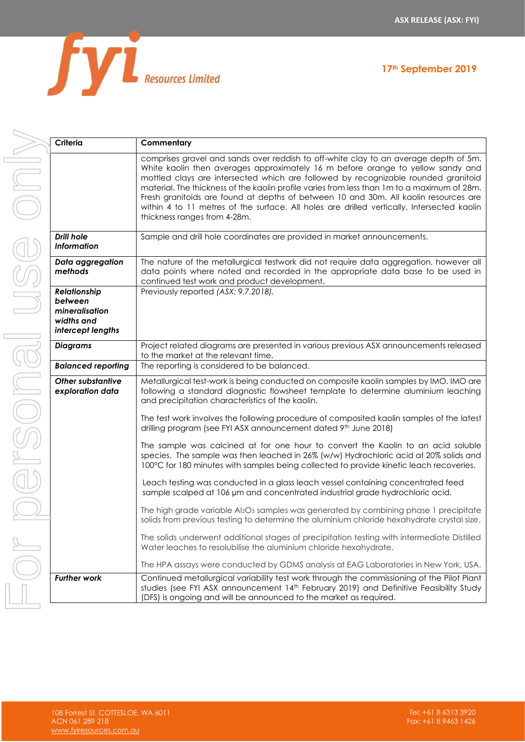| Criteria | Commentary |
|---|---|
| | comprises gravel and sands over reddish to off-white clay to an average depth of 5m. White kaolin then averages approximately 16 m before orange to yellow sandy and mottled clays are intersected which are followed by recognizable rounded granitoid material. The thickness of the kaolin profile varies from less than 1m to a maximum of 28m. Fresh granitoids are found at depths of between 10 and 30m. All kaolin resources are within 4 to 11 metres of the surface. All holes are drilled vertically. Intersected kaolin thickness ranges from 4-28m. |
| ***Drill hole Information*** | Sample and drill hole coordinates are provided in market announcements. |
| ***Data aggregation methods*** | The nature of the metallurgical testwork did not require data aggregation, however all data points where noted and recorded in the appropriate data base to be used in continued test work and product development. |
| ***Relationship between mineralisation widths and intercept lengths*** | Previously reported *(ASX: 9.7.2018).* |
| ***Diagrams*** | Project related diagrams are presented in various previous ASX announcements released to the market at the relevant time. |
| ***Balanced reporting*** | The reporting is considered to be balanced. |
| ***Other substantive exploration data*** | Metallurgical test-work is being conducted on composite kaolin samples by IMO. IMO are following a standard diagnostic flowsheet template to determine aluminium leaching and precipitation characteristics of the kaolin.<br><br>The test work involves the following procedure of composited kaolin samples of the latest drilling program (see FYI ASX announcement dated 9th June 2018)<br><br>The sample was calcined at for one hour to convert the Kaolin to an acid soluble species. The sample was then leached in 26% (w/w) Hydrochloric acid at 20% solids and 100°C for 180 minutes with samples being collected to provide kinetic leach recoveries.<br><br>Leach testing was conducted in a glass leach vessel containing concentrated feed sample scalped at 106 µm and concentrated industrial grade hydrochloric acid.<br><br>The high grade variable $Al_2O_3$ samples was generated by combining phase 1 precipitate solids from previous testing to determine the aluminium chloride hexahydrate crystal size.<br><br>The solids underwent additional stages of precipitation testing with intermediate Distilled Water leaches to resolubilise the aluminium chloride hexahydrate.<br><br>The HPA assays were conducted by GDMS analysis at EAG Laboratories in New York, USA. |
| ***Further work*** | Continued metallurgical variability test work through the commissioning of the Pilot Plant studies (see FYI ASX announcement 14th February 2019) and Definitive Feasibility Study (DFS) is ongoing and will be announced to the market as required. |